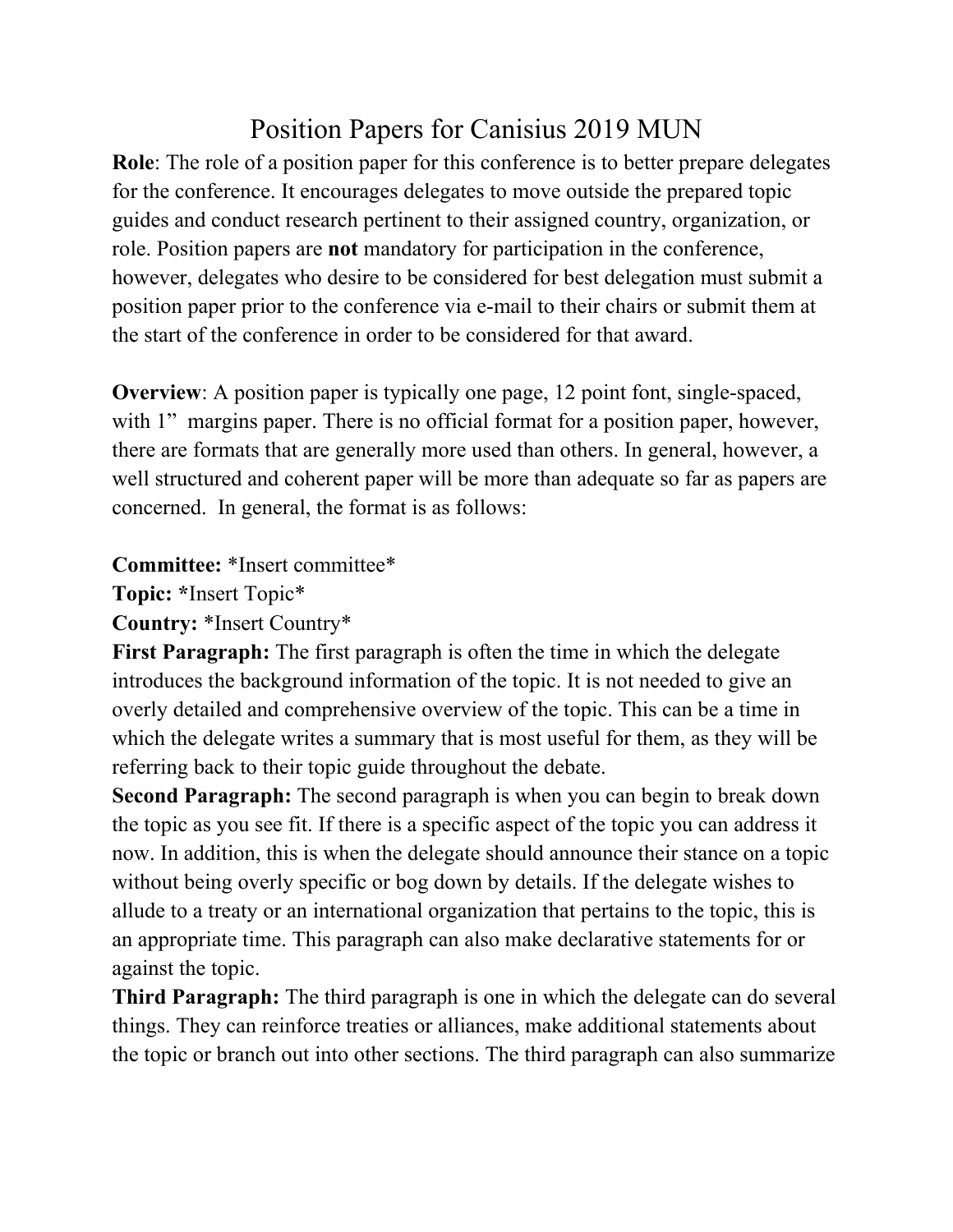# Position Papers for Canisius 2019 MUN

**Role**: The role of a position paper for this conference is to better prepare delegates for the conference. It encourages delegates to move outside the prepared topic guides and conduct research pertinent to their assigned country, organization, or role. Position papers are **not** mandatory for participation in the conference, however, delegates who desire to be considered for best delegation must submit a position paper prior to the conference via e-mail to their chairs or submit them at the start of the conference in order to be considered for that award.

**Overview**: A position paper is typically one page, 12 point font, single-spaced, with 1"  margins paper. There is no official format for a position paper, however, there are formats that are generally more used than others. In general, however, a well structured and coherent paper will be more than adequate so far as papers are concerned.  In general, the format is as follows:

**Committee:** *Insert committee*
**Topic:** *Insert Topic*
**Country:** *Insert Country*
**First Paragraph:** The first paragraph is often the time in which the delegate introduces the background information of the topic. It is not needed to give an overly detailed and comprehensive overview of the topic. This can be a time in which the delegate writes a summary that is most useful for them, as they will be referring back to their topic guide throughout the debate.
**Second Paragraph:** The second paragraph is when you can begin to break down the topic as you see fit. If there is a specific aspect of the topic you can address it now. In addition, this is when the delegate should announce their stance on a topic without being overly specific or bog down by details. If the delegate wishes to allude to a treaty or an international organization that pertains to the topic, this is an appropriate time. This paragraph can also make declarative statements for or against the topic.
**Third Paragraph:** The third paragraph is one in which the delegate can do several things. They can reinforce treaties or alliances, make additional statements about the topic or branch out into other sections. The third paragraph can also summarize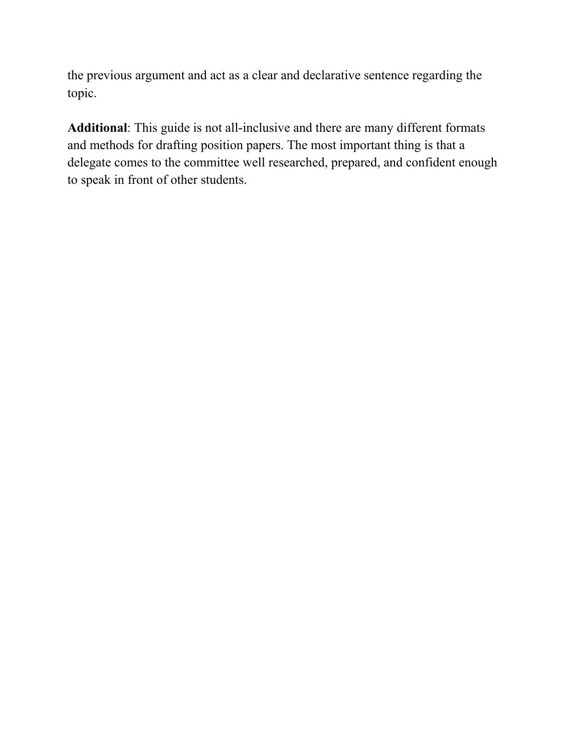the previous argument and act as a clear and declarative sentence regarding the topic.

**Additional**: This guide is not all-inclusive and there are many different formats and methods for drafting position papers. The most important thing is that a delegate comes to the committee well researched, prepared, and confident enough to speak in front of other students.